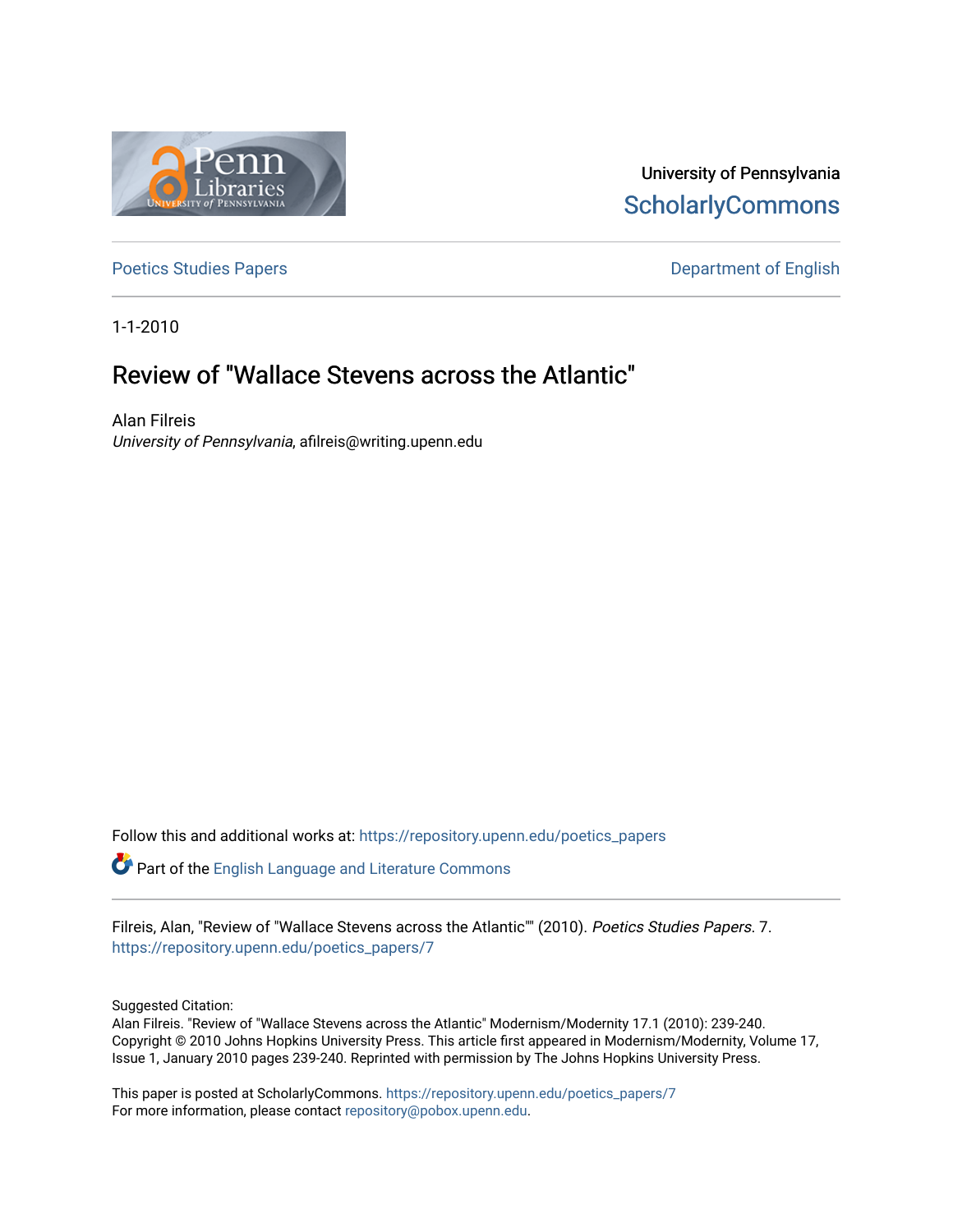University of Pennsylvania
ScholarlyCommons

Poetics Studies Papers

Department of English

1-1-2010

# Review of "Wallace Stevens across the Atlantic"

Alan Filreis
*University of Pennsylvania*, afilreis@writing.upenn.edu

Follow this and additional works at: https://repository.upenn.edu/poetics_papers

Part of the English Language and Literature Commons

Filreis, Alan, "Review of "Wallace Stevens across the Atlantic"" (2010). *Poetics Studies Papers*. 7.
https://repository.upenn.edu/poetics_papers/7

Suggested Citation:
Alan Filreis. "Review of "Wallace Stevens across the Atlantic" Modernism/Modernity 17.1 (2010): 239-240.
Copyright © 2010 Johns Hopkins University Press. This article first appeared in Modernism/Modernity, Volume 17, Issue 1, January 2010 pages 239-240. Reprinted with permission by The Johns Hopkins University Press.

This paper is posted at ScholarlyCommons. https://repository.upenn.edu/poetics_papers/7
For more information, please contact repository@pobox.upenn.edu.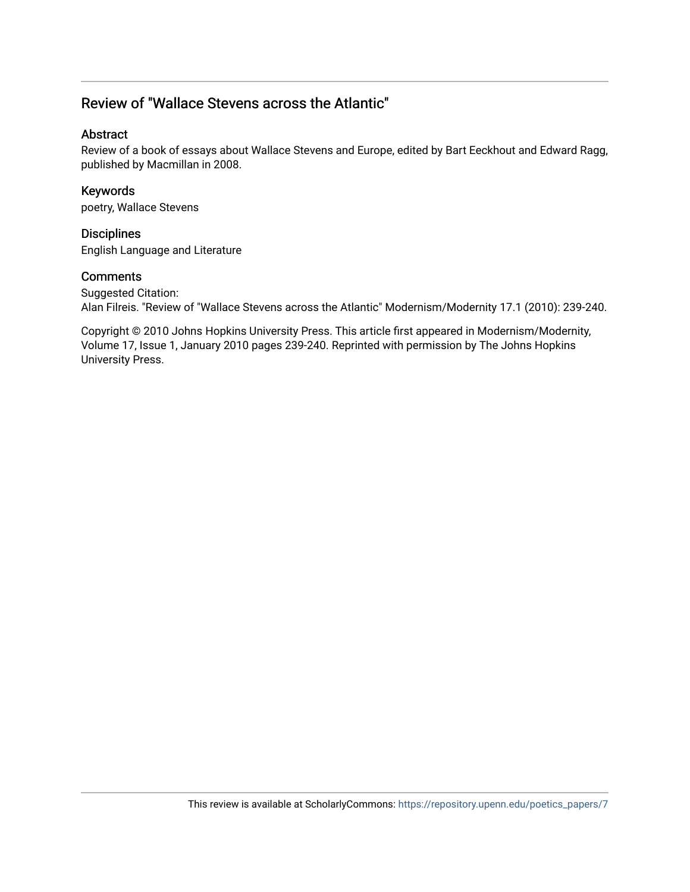## Review of "Wallace Stevens across the Atlantic"

### Abstract

Review of a book of essays about Wallace Stevens and Europe, edited by Bart Eeckhout and Edward Ragg, published by Macmillan in 2008.

### Keywords

poetry, Wallace Stevens

### Disciplines

English Language and Literature

### Comments

Suggested Citation:
Alan Filreis. "Review of "Wallace Stevens across the Atlantic" Modernism/Modernity 17.1 (2010): 239-240.

Copyright © 2010 Johns Hopkins University Press. This article first appeared in Modernism/Modernity, Volume 17, Issue 1, January 2010 pages 239-240. Reprinted with permission by The Johns Hopkins University Press.

This review is available at ScholarlyCommons: https://repository.upenn.edu/poetics_papers/7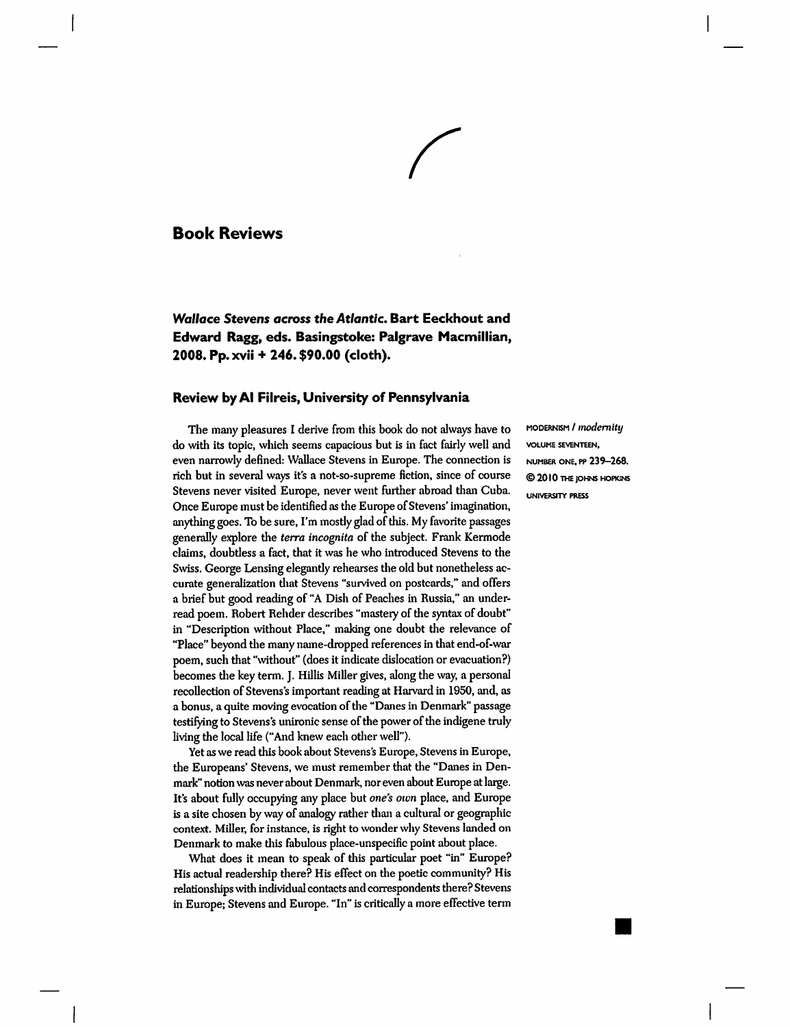# Book Reviews

## *Wallace Stevens across the Atlantic.* Bart Eeckhout and Edward Ragg, eds. Basingstoke: Palgrave Macmillian, 2008. Pp. xvii + 246. $90.00 (cloth).

### Review by Al Filreis, University of Pennsylvania

The many pleasures I derive from this book do not always have to do with its topic, which seems capacious but is in fact fairly well and even narrowly defined: Wallace Stevens in Europe. The connection is rich but in several ways it's a not-so-supreme fiction, since of course Stevens never visited Europe, never went further abroad than Cuba. Once Europe must be identified as the Europe of Stevens' imagination, anything goes. To be sure, I'm mostly glad of this. My favorite passages generally explore the *terra incognita* of the subject. Frank Kermode claims, doubtless a fact, that it was he who introduced Stevens to the Swiss. George Lensing elegantly rehearses the old but nonetheless accurate generalization that Stevens "survived on postcards," and offers a brief but good reading of "A Dish of Peaches in Russia," an under-read poem. Robert Rehder describes "mastery of the syntax of doubt" in "Description without Place," making one doubt the relevance of "Place" beyond the many name-dropped references in that end-of-war poem, such that "without" (does it indicate dislocation or evacuation?) becomes the key term. J. Hillis Miller gives, along the way, a personal recollection of Stevens's important reading at Harvard in 1950, and, as a bonus, a quite moving evocation of the "Danes in Denmark" passage testifying to Stevens's unironic sense of the power of the indigene truly living the local life ("And knew each other well").

Yet as we read this book about Stevens's Europe, Stevens in Europe, the Europeans' Stevens, we must remember that the "Danes in Denmark" notion was never about Denmark, nor even about Europe at large. It's about fully occupying any place but *one's own* place, and Europe is a site chosen by way of analogy rather than a cultural or geographic context. Miller, for instance, is right to wonder why Stevens landed on Denmark to make this fabulous place-unspecific point about place.

What does it mean to speak of this particular poet "in" Europe? His actual readership there? His effect on the poetic community? His relationships with individual contacts and correspondents there? Stevens in Europe; Stevens and Europe. "In" is critically a more effective term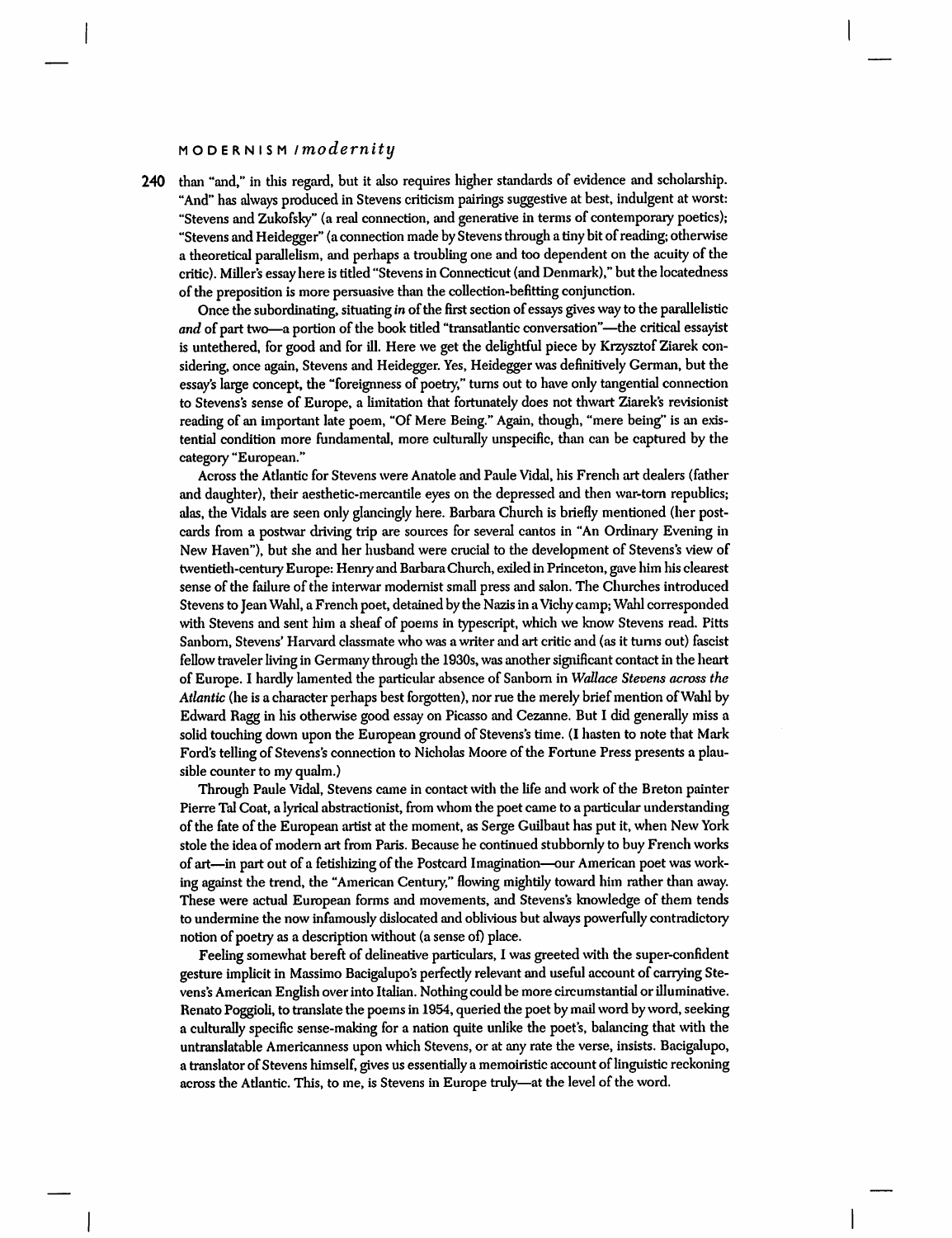than "and," in this regard, but it also requires higher standards of evidence and scholarship. "And" has always produced in Stevens criticism pairings suggestive at best, indulgent at worst: "Stevens and Zukofsky" (a real connection, and generative in terms of contemporary poetics); "Stevens and Heidegger" (a connection made by Stevens through a tiny bit of reading; otherwise a theoretical parallelism, and perhaps a troubling one and too dependent on the acuity of the critic). Miller's essay here is titled "Stevens in Connecticut (and Denmark)," but the locatedness of the preposition is more persuasive than the collection-befitting conjunction.

Once the subordinating, situating *in* of the first section of essays gives way to the parallelistic *and* of part two—a portion of the book titled "transatlantic conversation"—the critical essayist is untethered, for good and for ill. Here we get the delightful piece by Krzysztof Ziarek considering, once again, Stevens and Heidegger. Yes, Heidegger was definitively German, but the essay's large concept, the "foreignness of poetry," turns out to have only tangential connection to Stevens's sense of Europe, a limitation that fortunately does not thwart Ziarek's revisionist reading of an important late poem, "Of Mere Being." Again, though, "mere being" is an existential condition more fundamental, more culturally unspecific, than can be captured by the category "European."

Across the Atlantic for Stevens were Anatole and Paule Vidal, his French art dealers (father and daughter), their aesthetic-mercantile eyes on the depressed and then war-torn republics; alas, the Vidals are seen only glancingly here. Barbara Church is briefly mentioned (her postcards from a postwar driving trip are sources for several cantos in "An Ordinary Evening in New Haven"), but she and her husband were crucial to the development of Stevens's view of twentieth-century Europe: Henry and Barbara Church, exiled in Princeton, gave him his clearest sense of the failure of the interwar modernist small press and salon. The Churches introduced Stevens to Jean Wahl, a French poet, detained by the Nazis in a Vichy camp; Wahl corresponded with Stevens and sent him a sheaf of poems in typescript, which we know Stevens read. Pitts Sanborn, Stevens' Harvard classmate who was a writer and art critic and (as it turns out) fascist fellow traveler living in Germany through the 1930s, was another significant contact in the heart of Europe. I hardly lamented the particular absence of Sanborn in *Wallace Stevens across the Atlantic* (he is a character perhaps best forgotten), nor rue the merely brief mention of Wahl by Edward Ragg in his otherwise good essay on Picasso and Cezanne. But I did generally miss a solid touching down upon the European ground of Stevens's time. (I hasten to note that Mark Ford's telling of Stevens's connection to Nicholas Moore of the Fortune Press presents a plausible counter to my qualm.)

Through Paule Vidal, Stevens came in contact with the life and work of the Breton painter Pierre Tal Coat, a lyrical abstractionist, from whom the poet came to a particular understanding of the fate of the European artist at the moment, as Serge Guilbaut has put it, when New York stole the idea of modern art from Paris. Because he continued stubbornly to buy French works of art—in part out of a fetishizing of the Postcard Imagination—our American poet was working against the trend, the "American Century," flowing mightily toward him rather than away. These were actual European forms and movements, and Stevens's knowledge of them tends to undermine the now infamously dislocated and oblivious but always powerfully contradictory notion of poetry as a description without (a sense of) place.

Feeling somewhat bereft of delineative particulars, I was greeted with the super-confident gesture implicit in Massimo Bacigalupo's perfectly relevant and useful account of carrying Stevens's American English over into Italian. Nothing could be more circumstantial or illuminative. Renato Poggioli, to translate the poems in 1954, queried the poet by mail word by word, seeking a culturally specific sense-making for a nation quite unlike the poet's, balancing that with the untranslatable Americanness upon which Stevens, or at any rate the verse, insists. Bacigalupo, a translator of Stevens himself, gives us essentially a memoiristic account of linguistic reckoning across the Atlantic. This, to me, is Stevens in Europe truly—at the level of the word.